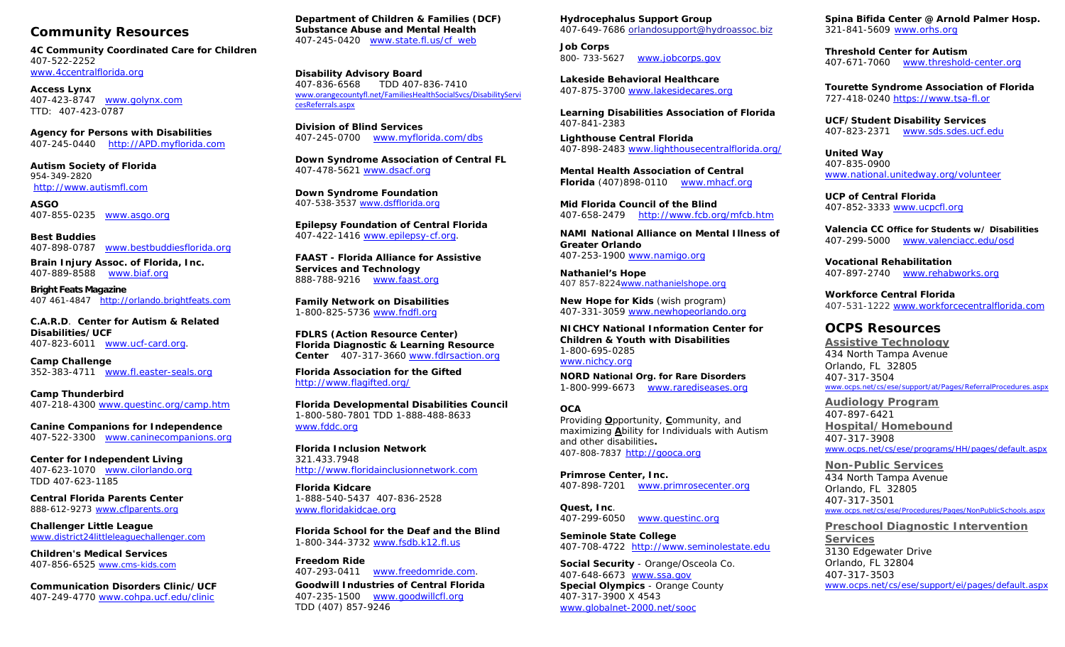## Community Resources

**4C Community Coordinated Care for Children**
407-522-2252
www.4ccentralflorida.org

**Access Lynx**
407-423-8747 www.golynx.com
TTD: 407-423-0787

**Agency for Persons with Disabilities**
407-245-0440 http://APD.myflorida.com

**Autism Society of Florida**
954-349-2820
http://www.autismfl.com

**ASGO**
407-855-0235 www.asgo.org

**Best Buddies**
407-898-0787 www.bestbuddiesflorida.org

**Brain Injury Assoc. of Florida, Inc.**
407-889-8588 www.biaf.org

**Bright Feats Magazine**
407 461-4847 http://orlando.brightfeats.com

**C.A.R.D. Center for Autism & Related Disabilities/UCF**
407-823-6011 www.ucf-card.org.

**Camp Challenge**
352-383-4711 www.fl.easter-seals.org

**Camp Thunderbird**
407-218-4300 www.questinc.org/camp.htm

**Canine Companions for Independence**
407-522-3300 www.caninecompanions.org

**Center for Independent Living**
407-623-1070 www.cilorlando.org
TDD 407-623-1185

**Central Florida Parents Center**
888-612-9273 www.cflparents.org

**Challenger Little League**
www.district24littleleaguechallenger.com

**Children's Medical Services**
407-856-6525 www.cms-kids.com

**Communication Disorders Clinic/UCF**
407-249-4770 www.cohpa.ucf.edu/clinic

**Department of Children & Families (DCF) Substance Abuse and Mental Health**
407-245-0420 www.state.fl.us/cf_web

**Disability Advisory Board**
407-836-6568 TDD 407-836-7410
www.orangecountyfl.net/FamiliesHealthSocialSvcs/DisabilityServicesReferrals.aspx

**Division of Blind Services**
407-245-0700 www.myflorida.com/dbs

**Down Syndrome Association of Central FL**
407-478-5621 www.dsacf.org

**Down Syndrome Foundation**
407-538-3537 www.dsfflorida.org

**Epilepsy Foundation of Central Florida**
407-422-1416 www.epilepsy-cf.org.

**FAAST - Florida Alliance for Assistive Services and Technology**
888-788-9216 www.faast.org

**Family Network on Disabilities**
1-800-825-5736 www.fndfl.org

**FDLRS (Action Resource Center) Florida Diagnostic & Learning Resource Center** 407-317-3660 www.fdlrsaction.org

**Florida Association for the Gifted**
http://www.flagifted.org/

**Florida Developmental Disabilities Council**
1-800-580-7801 TDD 1-888-488-8633
www.fddc.org

**Florida Inclusion Network**
321.433.7948
http://www.floridainclusionnetwork.com

**Florida Kidcare**
1-888-540-5437 407-836-2528
www.floridakidcae.org

**Florida School for the Deaf and the Blind**
1-800-344-3732 www.fsdb.k12.fl.us

**Freedom Ride**
407-293-0411 www.freedomride.com.

**Goodwill Industries of Central Florida**
407-235-1500 www.goodwillcfl.org
TDD (407) 857-9246

**Hydrocephalus Support Group**
407-649-7686 orlandosupport@hydroassoc.biz

**Job Corps**
800- 733-5627 www.jobcorps.gov

**Lakeside Behavioral Healthcare**
407-875-3700 www.lakesidecares.org

**Learning Disabilities Association of Florida**
407-841-2383

**Lighthouse Central Florida**
407-898-2483 www.lighthousecentralflorida.org/

**Mental Health Association of Central Florida** (407)898-0110 www.mhacf.org

**Mid Florida Council of the Blind**
407-658-2479 http://www.fcb.org/mfcb.htm

**NAMI National Alliance on Mental Illness of Greater Orlando**
407-253-1900 www.namigo.org

**Nathaniel's Hope**
407 857-8224www.nathanielshope.org

**New Hope for Kids** (wish program)
407-331-3059 www.newhopeorlando.org

**NICHCY National Information Center for Children & Youth with Disabilities**
1-800-695-0285
www.nichcy.org

**NORD National Org. for Rare Disorders**
1-800-999-6673 www.rarediseases.org

**OCA**
Providing **O**pportunity, **C**ommunity, and maximizing **A**bility for Individuals with Autism and other disabilities**.**
407-808-7837 http://gooca.org

**Primrose Center, Inc.**
407-898-7201 www.primrosecenter.org

**Quest, Inc**.
407-299-6050 www.questinc.org

**Seminole State College**
407-708-4722 http://www.seminolestate.edu

**Social Security** - Orange/Osceola Co.
407-648-6673 www.ssa.gov

**Special Olympics** - Orange County
407-317-3900 X 4543
www.globalnet-2000.net/sooc

**Spina Bifida Center @ Arnold Palmer Hosp.**
321-841-5609 www.orhs.org

**Threshold Center for Autism**
407-671-7060 www.threshold-center.org

**Tourette Syndrome Association of Florida**
727-418-0240 https://www.tsa-fl.or

**UCF/Student Disability Services**
407-823-2371 www.sds.sdes.ucf.edu

**United Way**
407-835-0900
www.national.unitedway.org/volunteer

**UCP of Central Florida**
407-852-3333 www.ucpcfl.org

**Valencia CC Office for Students w/ Disabilities**
407-299-5000 www.valenciacc.edu/osd

**Vocational Rehabilitation**
407-897-2740 www.rehabworks.org

**Workforce Central Florida**
407-531-1222 www.workforcecentralflorida.com

## OCPS Resources

**Assistive Technology**
434 North Tampa Avenue
Orlando, FL 32805
407-317-3504
www.ocps.net/cs/ese/support/at/Pages/ReferralProcedures.aspx

**Audiology Program**
407-897-6421

**Hospital/Homebound**
407-317-3908
www.ocps.net/cs/ese/programs/HH/pages/default.aspx

**Non-Public Services**
434 North Tampa Avenue
Orlando, FL 32805
407-317-3501
www.ocps.net/cs/ese/Procedures/Pages/NonPublicSchools.aspx

**Preschool Diagnostic Intervention Services**
3130 Edgewater Drive
Orlando, FL 32804
407-317-3503
www.ocps.net/cs/ese/support/ei/pages/default.aspx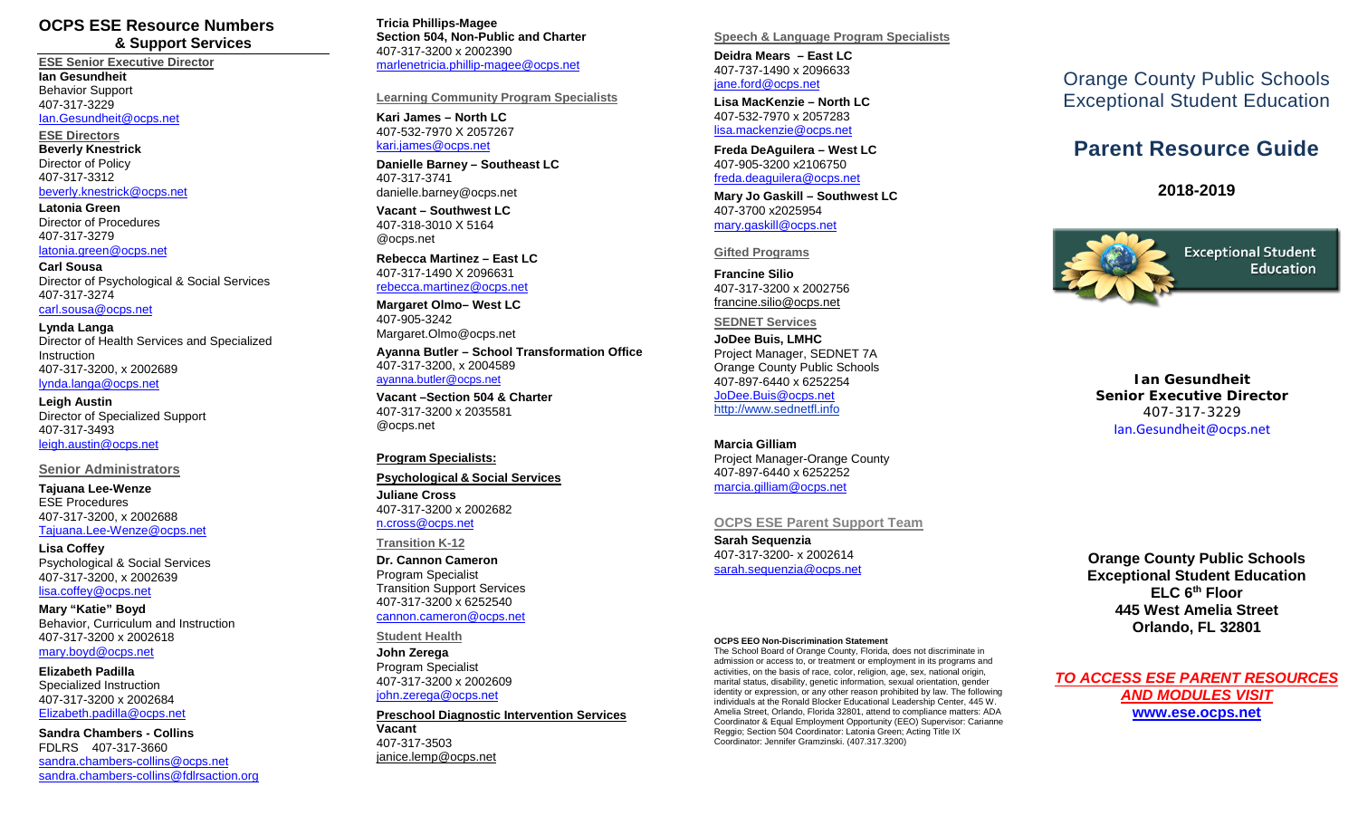# OCPS ESE Resource Numbers & Support Services

**ESE Senior Executive Director**

**Ian Gesundheit**
Behavior Support
407-317-3229
Ian.Gesundheit@ocps.net

**ESE Directors**

**Beverly Knestrick**
Director of Policy
407-317-3312
beverly.knestrick@ocps.net

**Latonia Green**
Director of Procedures
407-317-3279
latonia.green@ocps.net

**Carl Sousa**
Director of Psychological & Social Services
407-317-3274
carl.sousa@ocps.net

**Lynda Langa**
Director of Health Services and Specialized Instruction
407-317-3200, x 2002689
lynda.langa@ocps.net

**Leigh Austin**
Director of Specialized Support
407-317-3493
leigh.austin@ocps.net

**Senior Administrators**

**Tajuana Lee-Wenze**
ESE Procedures
407-317-3200, x 2002688
Tajuana.Lee-Wenze@ocps.net

**Lisa Coffey**
Psychological & Social Services
407-317-3200, x 2002639
lisa.coffey@ocps.net

**Mary "Katie" Boyd**
Behavior, Curriculum and Instruction
407-317-3200 x 2002618
mary.boyd@ocps.net

**Elizabeth Padilla**
Specialized Instruction
407-317-3200 x 2002684
Elizabeth.padilla@ocps.net

**Sandra Chambers - Collins**
FDLRS 407-317-3660
sandra.chambers-collins@ocps.net
sandra.chambers-collins@fdlrsaction.org

**Tricia Phillips-Magee**
**Section 504, Non-Public and Charter**
407-317-3200 x 2002390
marlenetricia.phillip-magee@ocps.net

**Learning Community Program Specialists**

**Kari James – North LC**
407-532-7970 X 2057267
kari.james@ocps.net

**Danielle Barney – Southeast LC**
407-317-3741
danielle.barney@ocps.net

**Vacant – Southwest LC**
407-318-3010 X 5164
@ocps.net

**Rebecca Martinez – East LC**
407-317-1490 X 2096631
rebecca.martinez@ocps.net

**Margaret Olmo– West LC**
407-905-3242
Margaret.Olmo@ocps.net

**Ayanna Butler – School Transformation Office**
407-317-3200, x 2004589
ayanna.butler@ocps.net

**Vacant –Section 504 & Charter**
407-317-3200 x 2035581
@ocps.net

**Program Specialists:**

**Psychological & Social Services**

**Juliane Cross**
407-317-3200 x 2002682
n.cross@ocps.net

**Transition K-12**

**Dr. Cannon Cameron**
Program Specialist
Transition Support Services
407-317-3200 x 6252540
cannon.cameron@ocps.net

**Student Health**

**John Zerega**
Program Specialist
407-317-3200 x 2002609
john.zerega@ocps.net

**Preschool Diagnostic Intervention Services**
**Vacant**
407-317-3503
janice.lemp@ocps.net

**Speech & Language Program Specialists**

**Deidra Mears – East LC**
407-737-1490 x 2096633
jane.ford@ocps.net

**Lisa MacKenzie – North LC**
407-532-7970 x 2057283
lisa.mackenzie@ocps.net

**Freda DeAguilera – West LC**
407-905-3200 x2106750
freda.deaguilera@ocps.net

**Mary Jo Gaskill – Southwest LC**
407-3700 x2025954
mary.gaskill@ocps.net

**Gifted Programs**

**Francine Silio**
407-317-3200 x 2002756
francine.silio@ocps.net

**SEDNET Services**

**JoDee Buis, LMHC**
Project Manager, SEDNET 7A
Orange County Public Schools
407-897-6440 x 6252254
JoDee.Buis@ocps.net
http://www.sednetfl.info

**Marcia Gilliam**
Project Manager-Orange County
407-897-6440 x 6252252
marcia.gilliam@ocps.net

**OCPS ESE Parent Support Team**

**Sarah Sequenzia**
407-317-3200- x 2002614
sarah.sequenzia@ocps.net

**OCPS EEO Non-Discrimination Statement**
The School Board of Orange County, Florida, does not discriminate in admission or access to, or treatment or employment in its programs and activities, on the basis of race, color, religion, age, sex, national origin, marital status, disability, genetic information, sexual orientation, gender identity or expression, or any other reason prohibited by law. The following individuals at the Ronald Blocker Educational Leadership Center, 445 W. Amelia Street, Orlando, Florida 32801, attend to compliance matters: ADA Coordinator & Equal Employment Opportunity (EEO) Supervisor: Carianne Reggio; Section 504 Coordinator: Latonia Green; Acting Title IX Coordinator: Jennifer Gramzinski. (407.317.3200)

Orange County Public Schools
Exceptional Student Education

# Parent Resource Guide

**2018-2019**

Exceptional Student Education

**Ian Gesundheit**
**Senior Executive Director**
407-317-3229
Ian.Gesundheit@ocps.net

**Orange County Public Schools**
**Exceptional Student Education**
**ELC 6th Floor**
**445 West Amelia Street**
**Orlando, FL 32801**

***TO ACCESS ESE PARENT RESOURCES AND MODULES VISIT***
**www.ese.ocps.net**